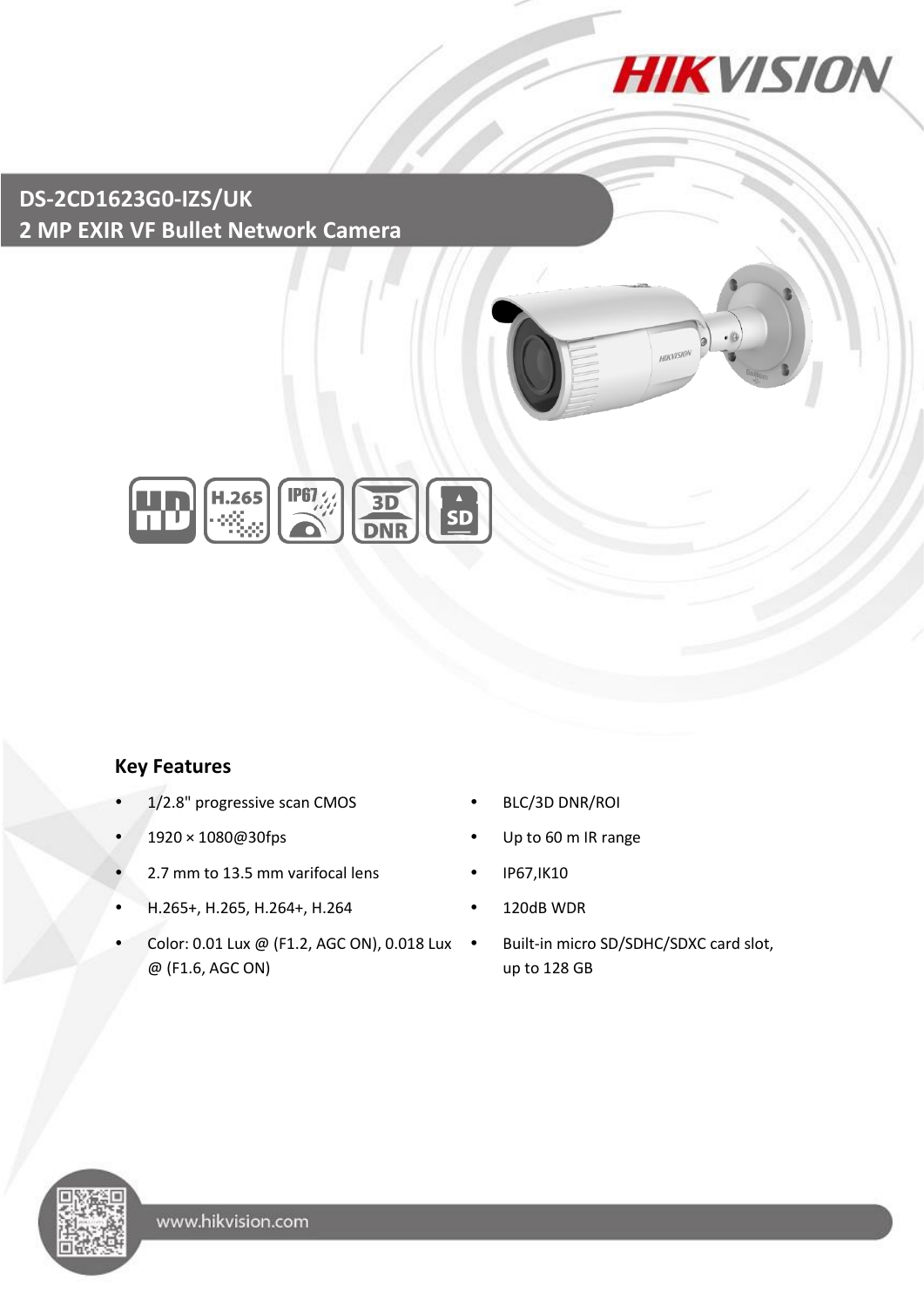# DS-2CD1623G0-IZS/UK
## 2 MP EXIR VF Bullet Network Camera

### Key Features

- 1/2.8" progressive scan CMOS
- 1920 × 1080@30fps
- 2.7 mm to 13.5 mm varifocal lens
- H.265+, H.265, H.264+, H.264
- Color: 0.01 Lux @ (F1.2, AGC ON), 0.018 Lux @ (F1.6, AGC ON)
- BLC/3D DNR/ROI
- Up to 60 m IR range
- IP67,IK10
- 120dB WDR
- Built-in micro SD/SDHC/SDXC card slot, up to 128 GB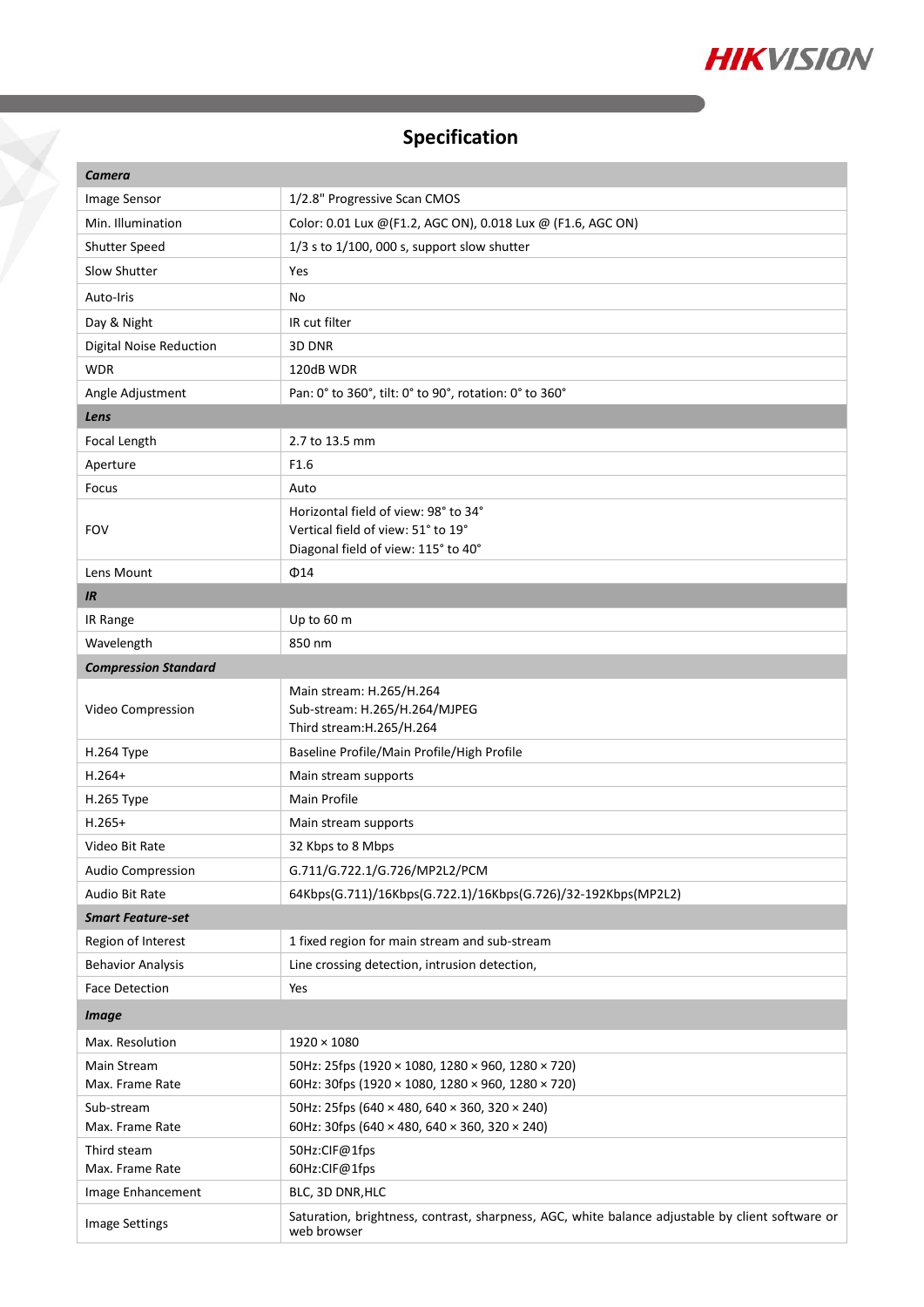# Specification

| ***Camera*** | |
|---|---|
| Image Sensor | 1/2.8" Progressive Scan CMOS |
| Min. Illumination | Color: 0.01 Lux @(F1.2, AGC ON), 0.018 Lux @ (F1.6, AGC ON) |
| Shutter Speed | 1/3 s to 1/100, 000 s, support slow shutter |
| Slow Shutter | Yes |
| Auto-Iris | No |
| Day & Night | IR cut filter |
| Digital Noise Reduction | 3D DNR |
| WDR | 120dB WDR |
| Angle Adjustment | Pan: 0° to 360°, tilt: 0° to 90°, rotation: 0° to 360° |
| ***Lens*** | |
| Focal Length | 2.7 to 13.5 mm |
| Aperture | F1.6 |
| Focus | Auto |
| FOV | Horizontal field of view: 98° to 34°<br>Vertical field of view: 51° to 19°<br>Diagonal field of view: 115° to 40° |
| Lens Mount | Φ14 |
| ***IR*** | |
| IR Range | Up to 60 m |
| Wavelength | 850 nm |
| ***Compression Standard*** | |
| Video Compression | Main stream: H.265/H.264<br>Sub-stream: H.265/H.264/MJPEG<br>Third stream:H.265/H.264 |
| H.264 Type | Baseline Profile/Main Profile/High Profile |
| H.264+ | Main stream supports |
| H.265 Type | Main Profile |
| H.265+ | Main stream supports |
| Video Bit Rate | 32 Kbps to 8 Mbps |
| Audio Compression | G.711/G.722.1/G.726/MP2L2/PCM |
| Audio Bit Rate | 64Kbps(G.711)/16Kbps(G.722.1)/16Kbps(G.726)/32-192Kbps(MP2L2) |
| ***Smart Feature-set*** | |
| Region of Interest | 1 fixed region for main stream and sub-stream |
| Behavior Analysis | Line crossing detection, intrusion detection, |
| Face Detection | Yes |
| ***Image*** | |
| Max. Resolution | 1920 × 1080 |
| Main Stream<br>Max. Frame Rate | 50Hz: 25fps (1920 × 1080, 1280 × 960, 1280 × 720)<br>60Hz: 30fps (1920 × 1080, 1280 × 960, 1280 × 720) |
| Sub-stream<br>Max. Frame Rate | 50Hz: 25fps (640 × 480, 640 × 360, 320 × 240)<br>60Hz: 30fps (640 × 480, 640 × 360, 320 × 240) |
| Third steam<br>Max. Frame Rate | 50Hz:CIF@1fps<br>60Hz:CIF@1fps |
| Image Enhancement | BLC, 3D DNR,HLC |
| Image Settings | Saturation, brightness, contrast, sharpness, AGC, white balance adjustable by client software or web browser |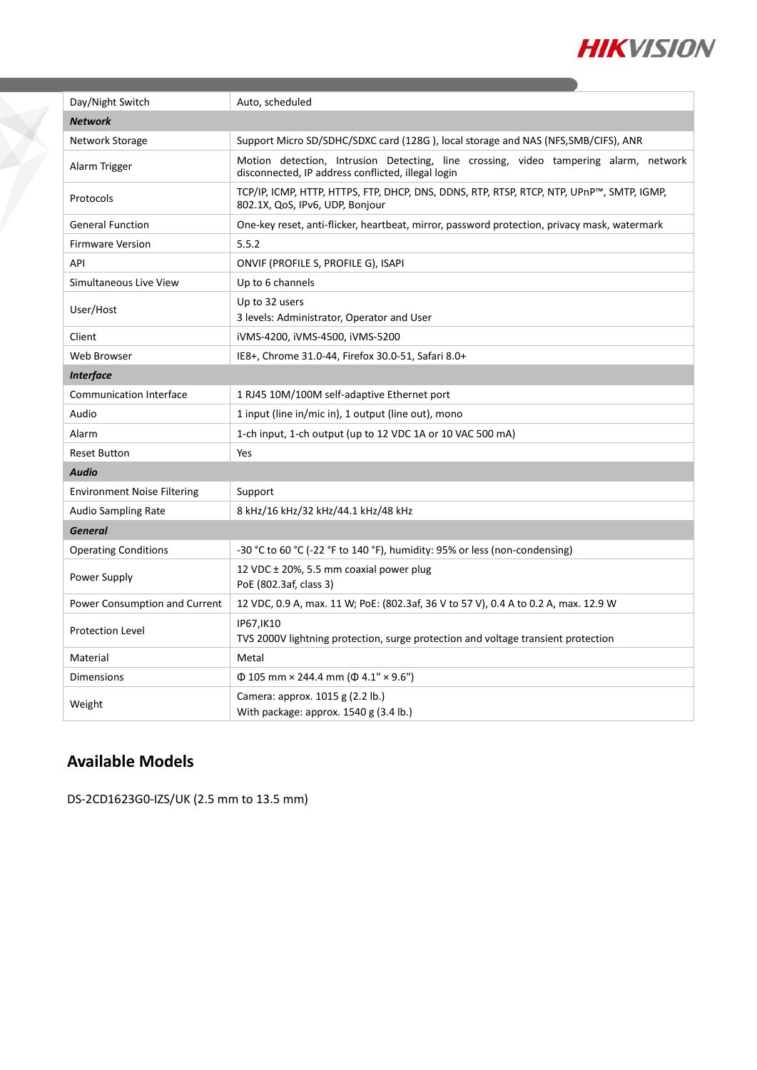| Day/Night Switch | Auto, scheduled |
| --- | --- |
| ***Network*** | |
| Network Storage | Support Micro SD/SDHC/SDXC card (128G ), local storage and NAS (NFS,SMB/CIFS), ANR |
| Alarm Trigger | Motion detection, Intrusion Detecting, line crossing, video tampering alarm, network disconnected, IP address conflicted, illegal login |
| Protocols | TCP/IP, ICMP, HTTP, HTTPS, FTP, DHCP, DNS, DDNS, RTP, RTSP, RTCP, NTP, UPnP™, SMTP, IGMP, 802.1X, QoS, IPv6, UDP, Bonjour |
| General Function | One-key reset, anti-flicker, heartbeat, mirror, password protection, privacy mask, watermark |
| Firmware Version | 5.5.2 |
| API | ONVIF (PROFILE S, PROFILE G), ISAPI |
| Simultaneous Live View | Up to 6 channels |
| User/Host | Up to 32 users<br>3 levels: Administrator, Operator and User |
| Client | iVMS-4200, iVMS-4500, iVMS-5200 |
| Web Browser | IE8+, Chrome 31.0-44, Firefox 30.0-51, Safari 8.0+ |
| ***Interface*** | |
| Communication Interface | 1 RJ45 10M/100M self-adaptive Ethernet port |
| Audio | 1 input (line in/mic in), 1 output (line out), mono |
| Alarm | 1-ch input, 1-ch output (up to 12 VDC 1A or 10 VAC 500 mA) |
| Reset Button | Yes |
| ***Audio*** | |
| Environment Noise Filtering | Support |
| Audio Sampling Rate | 8 kHz/16 kHz/32 kHz/44.1 kHz/48 kHz |
| ***General*** | |
| Operating Conditions | -30 °C to 60 °C (-22 °F to 140 °F), humidity: 95% or less (non-condensing) |
| Power Supply | 12 VDC ± 20%, 5.5 mm coaxial power plug<br>PoE (802.3af, class 3) |
| Power Consumption and Current | 12 VDC, 0.9 A, max. 11 W; PoE: (802.3af, 36 V to 57 V), 0.4 A to 0.2 A, max. 12.9 W |
| Protection Level | IP67,IK10<br>TVS 2000V lightning protection, surge protection and voltage transient protection |
| Material | Metal |
| Dimensions | Φ 105 mm × 244.4 mm (Φ 4.1" × 9.6") |
| Weight | Camera: approx. 1015 g (2.2 lb.)<br>With package: approx. 1540 g (3.4 lb.) |

## Available Models

DS-2CD1623G0-IZS/UK (2.5 mm to 13.5 mm)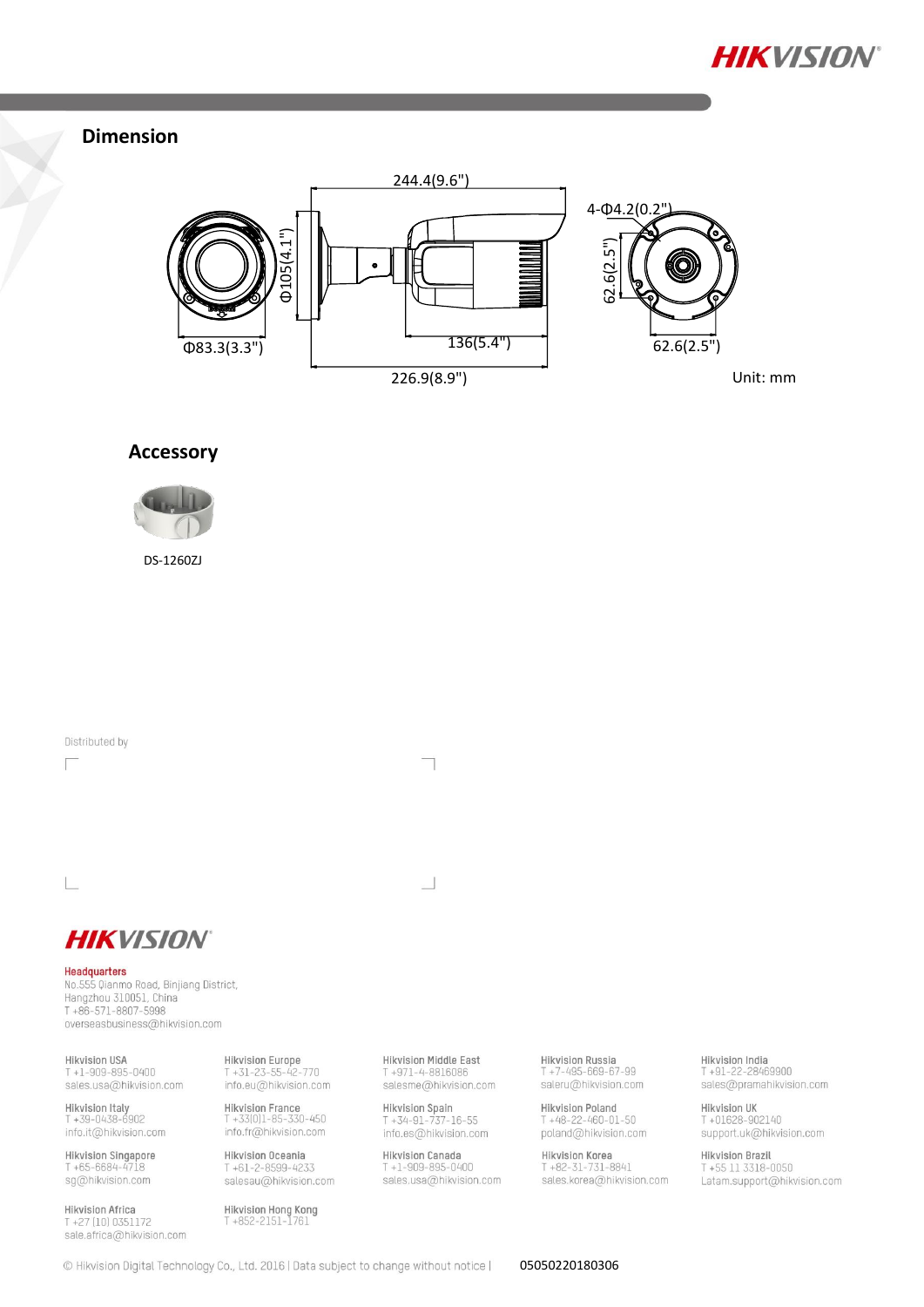## Dimension

244.4(9.6")

4-Φ4.2(0.2")

Φ105(4.1")

62.6(2.5")

Φ83.3(3.3")

136(5.4")

62.6(2.5")

226.9(8.9")

Unit: mm

## Accessory

DS-1260ZJ

Distributed by

**HIKVISION**

**Headquarters**
No.555 Qianmo Road, Binjiang District,
Hangzhou 310051, China
T +86-571-8807-5998
overseasbusiness@hikvision.com

**Hikvision USA**
T +1-909-895-0400
sales.usa@hikvision.com

**Hikvision Italy**
T +39-0438-6902
info.it@hikvision.com

**Hikvision Singapore**
T +65-6684-4718
sg@hikvision.com

**Hikvision Africa**
T +27 (10) 0351172
sale.africa@hikvision.com

**Hikvision Europe**
T +31-23-55-42-770
info.eu@hikvision.com

**Hikvision France**
T +33(0)1-85-330-450
info.fr@hikvision.com

**Hikvision Oceania**
T +61-2-8599-4233
salesau@hikvision.com

**Hikvision Hong Kong**
T +852-2151-1761

**Hikvision Middle East**
T +971-4-8816086
salesme@hikvision.com

**Hikvision Spain**
T +34-91-737-16-55
info.es@hikvision.com

**Hikvision Canada**
T +1-909-895-0400
sales.usa@hikvision.com

**Hikvision Russia**
T +7-495-669-67-99
saleru@hikvision.com

**Hikvision Poland**
T +48-22-460-01-50
poland@hikvision.com

**Hikvision Korea**
T +82-31-731-8841
sales.korea@hikvision.com

**Hikvision India**
T +91-22-28469900
sales@pramahikvision.com

**Hikvision UK**
T +01628-902140
support.uk@hikvision.com

**Hikvision Brazil**
T +55 11 3318-0050
Latam.support@hikvision.com

© Hikvision Digital Technology Co., Ltd. 2016 | Data subject to change without notice | 05050220180306